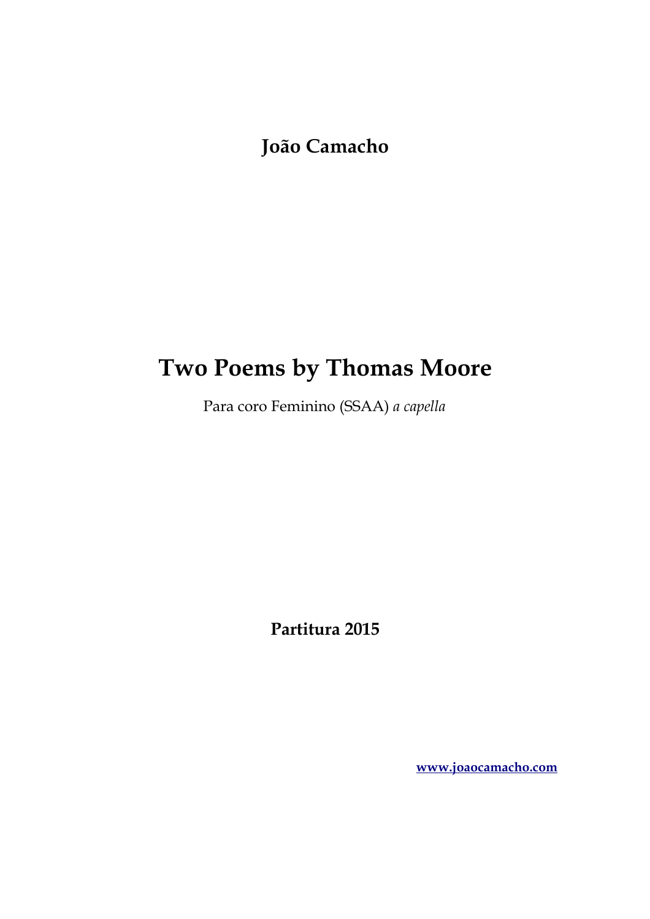**João Camacho**

# Two Poems by Thomas Moore

Para coro Feminino (SSAA) *a capella*

**Partitura 2015**

[www.joaocamacho.com](http://www.joaocamacho.com)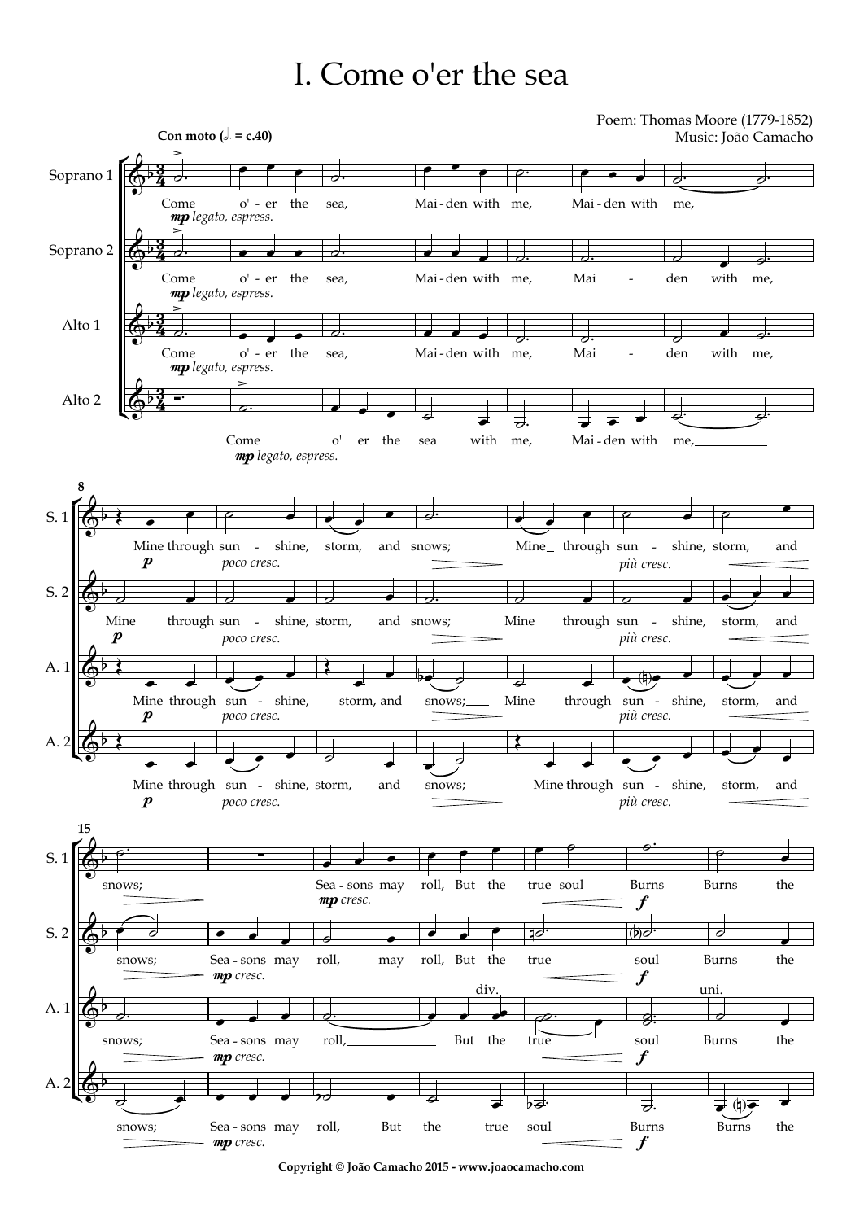# I. Come o'er the sea

Poem: Thomas Moore (1779-1852)
Music: João Camacho

Copyright © João Camacho 2015 - www.joaocamacho.com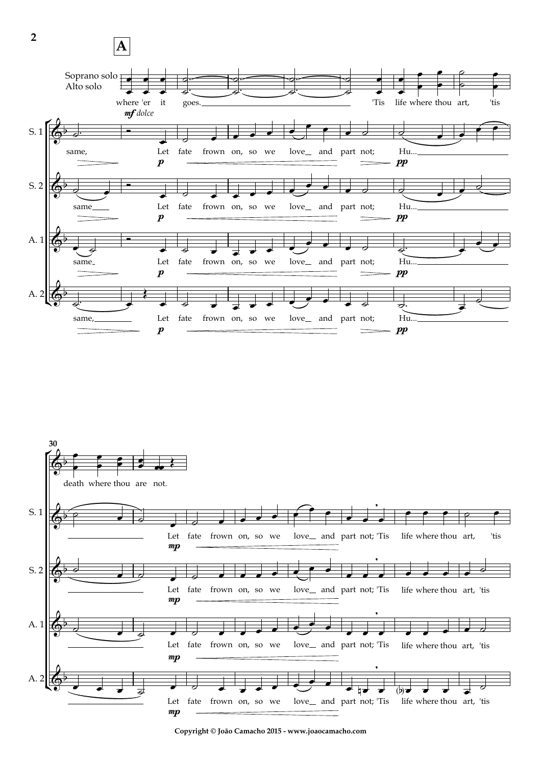**A**

Soprano solo / Alto solo: where 'er it goes. 'Tis life where thou art, 'tis

*mf dolce*

S. 1: same, Let fate frown on, so we love\_ and part not; Hu...

S. 2: same\_\_\_ Let fate frown on, so we love\_ and part not; Hu...

A. 1: same\_ Let fate frown on, so we love\_ and part not; Hu...

A. 2: same,\_\_\_ Let fate frown on, so we love\_ and part not; Hu...

*p* — *pp*

30

death where thou are not.

S. 1: Let fate frown on, so we love\_ and part not; 'Tis life where thou art, 'tis

S. 2: Let fate frown on, so we love\_ and part not; 'Tis life where thou art, 'tis

A. 1: Let fate frown on, so we love\_ and part not; 'Tis life where thou art, 'tis

A. 2: Let fate frown on, so we love\_ and part not; 'Tis life where thou art, 'tis

*mp*

Copyright © João Camacho 2015 - www.joaocamacho.com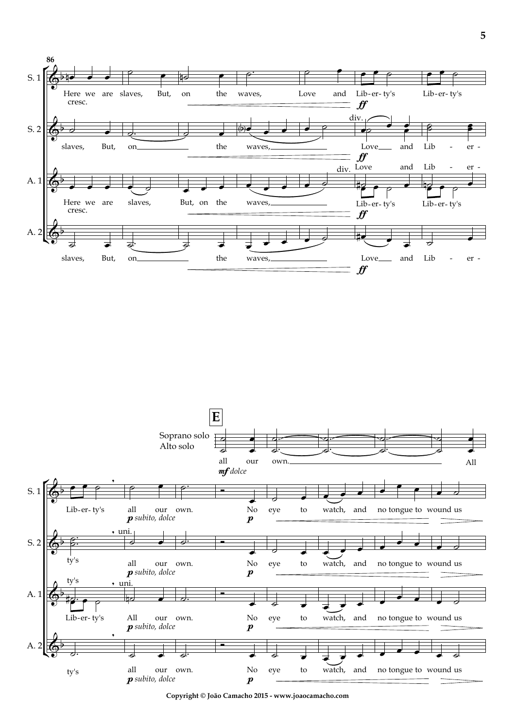86

S. 1: Here we are slaves, But, on the waves, Love and Lib-er-ty's Lib-er-ty's
cresc. *ff*

S. 2: slaves, But, on the waves, div. Love and Lib - er -
*ff*

A. 1: Here we are slaves, But, on the waves, div. Love and Lib - er - Lib-er-ty's Lib-er-ty's
cresc. *ff*

A. 2: slaves, But, on the waves, Love and Lib - er -
*ff*

**E**

Soprano solo / Alto solo: all our own. All
*mf dolce*

S. 1: Lib-er-ty's all our own. No eye to watch, and no tongue to wound us
*p subito, dolce* *p*

S. 2: ty's uni. all our own. No eye to watch, and no tongue to wound us
*p subito, dolce* *p*

A. 1: ty's Lib-er-ty's uni. All our own. No eye to watch, and no tongue to wound us
*p subito, dolce* *p*

A. 2: ty's all our own. No eye to watch, and no tongue to wound us
*p subito, dolce* *p*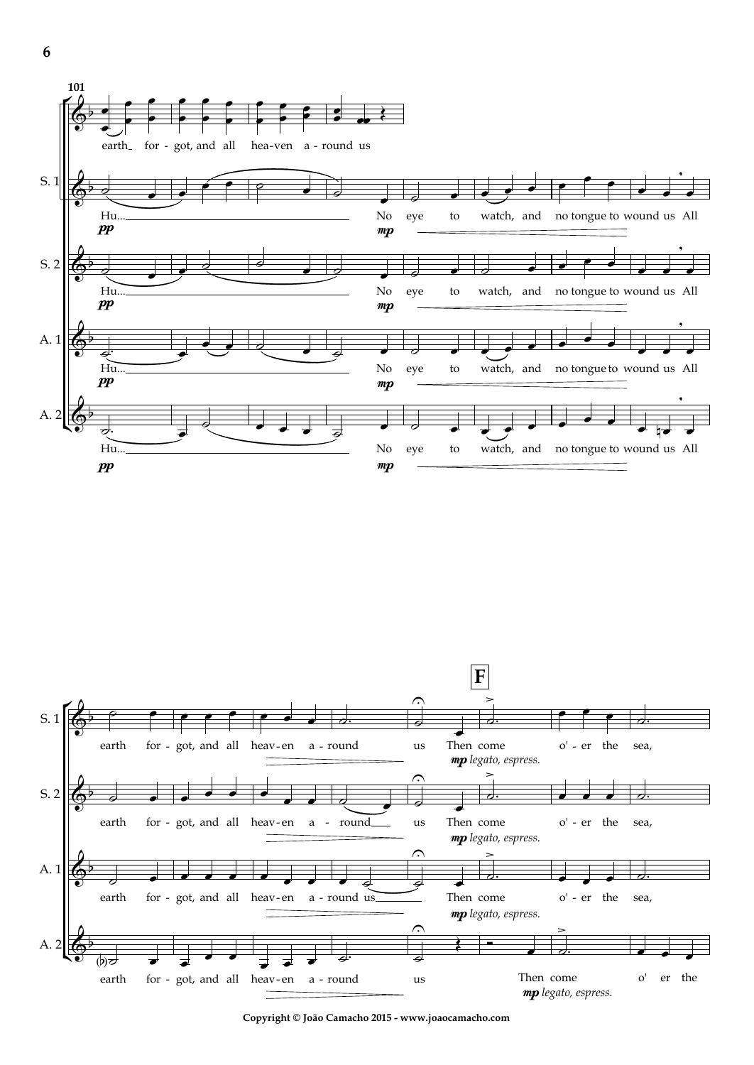101

earth for - got, and all hea-ven a - round us

S. 1 — *pp* Hu... *mp* No eye to watch, and no tongue to wound us All

S. 2 — *pp* Hu... *mp* No eye to watch, and no tongue to wound us All

A. 1 — *pp* Hu... *mp* No eye to watch, and no tongue to wound us All

A. 2 — *pp* Hu... *mp* No eye to watch, and no tongue to wound us All

**F**

S. 1 — earth for - got, and all heav-en a - round us Then come o' - er the sea, *mp legato, espress.*

S. 2 — earth for - got, and all heav-en a - round us Then come o' - er the sea, *mp legato, espress.*

A. 1 — earth for - got, and all heav-en a - round us Then come o' - er the sea, *mp legato, espress.*

A. 2 — earth for - got, and all heav-en a - round us Then come o' er the *mp legato, espress.*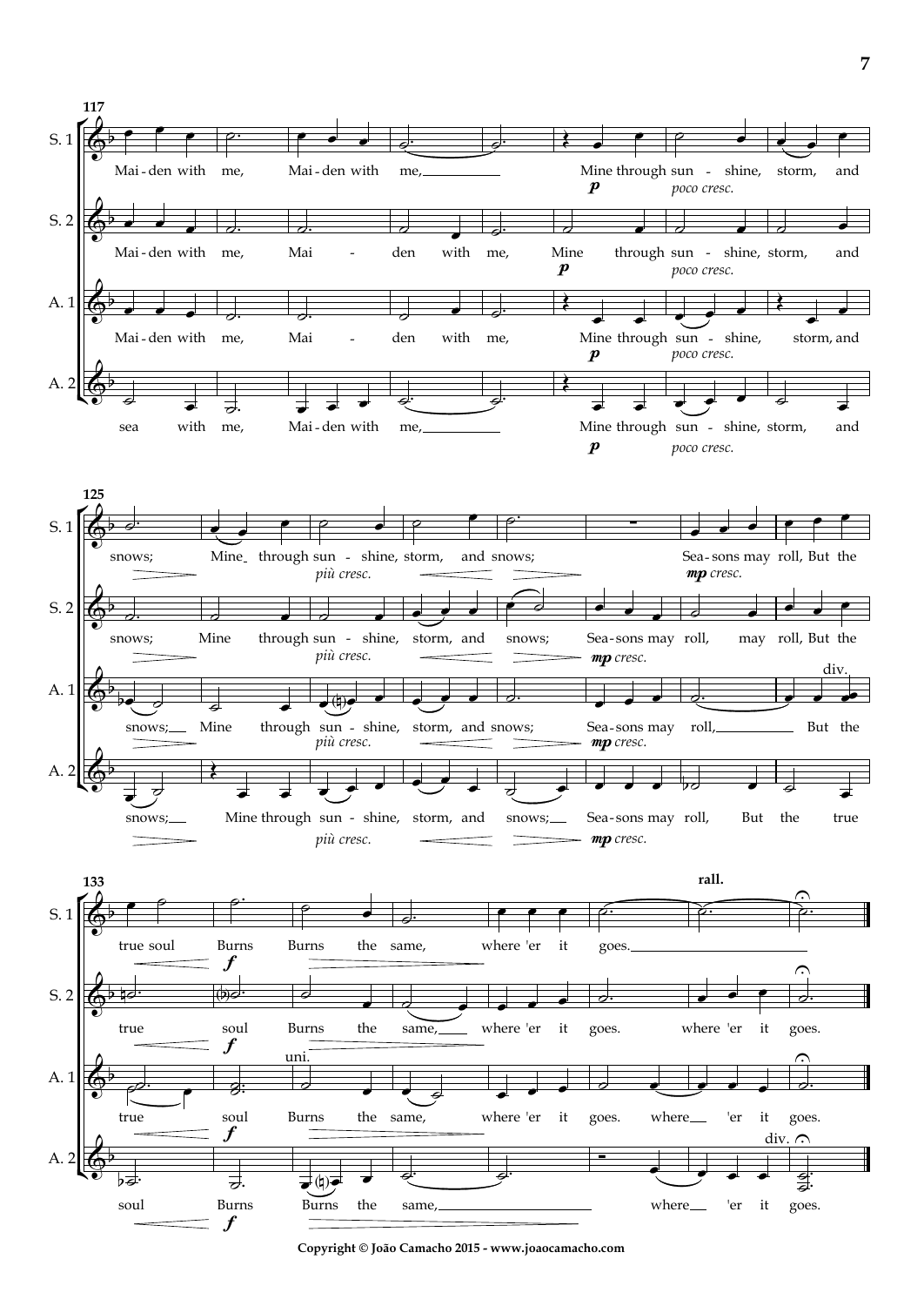**117**

S. 1: Mai - den with me, Mai - den with me, Mine through sun - shine, storm, and
*p* *poco cresc.*

S. 2: Mai - den with me, Mai - den with me, Mine through sun - shine, storm, and
*p* *poco cresc.*

A. 1: Mai - den with me, Mai - den with me, Mine through sun - shine, storm, and
*p* *poco cresc.*

A. 2: sea with me, Mai - den with me, Mine through sun - shine, storm, and
*p* *poco cresc.*

**125**

S. 1: snows; Mine through sun - shine, storm, and snows; Sea - sons may roll, But the
*più cresc.* *mp cresc.*

S. 2: snows; Mine through sun - shine, storm, and snows; Sea - sons may roll, may roll, But the
*più cresc.* *mp cresc.*

A. 1: snows; Mine through sun - shine, storm, and snows; Sea - sons may roll, But the
*più cresc.* *mp cresc.* div.

A. 2: snows; Mine through sun - shine, storm, and snows; Sea - sons may roll, But the true
*più cresc.* *mp cresc.*

**133**

S. 1: true soul Burns Burns the same, where 'er it goes.
*f* **rall.**

S. 2: true soul Burns the same, where 'er it goes. where 'er it goes.
*f*

A. 1: true soul Burns the same, where 'er it goes. where 'er it goes.
*f* uni.

A. 2: soul Burns Burns the same, where 'er it goes.
*f* div.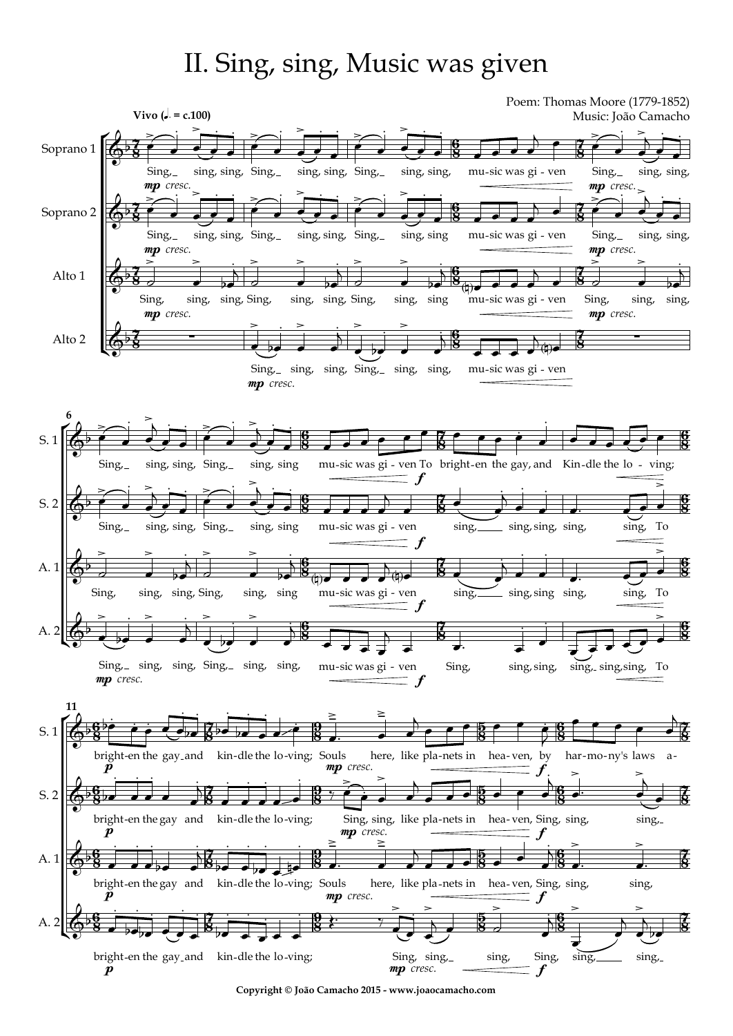# II. Sing, sing, Music was given

Poem: Thomas Moore (1779-1852)
Music: João Camacho

Copyright © João Camacho 2015 - www.joaocamacho.com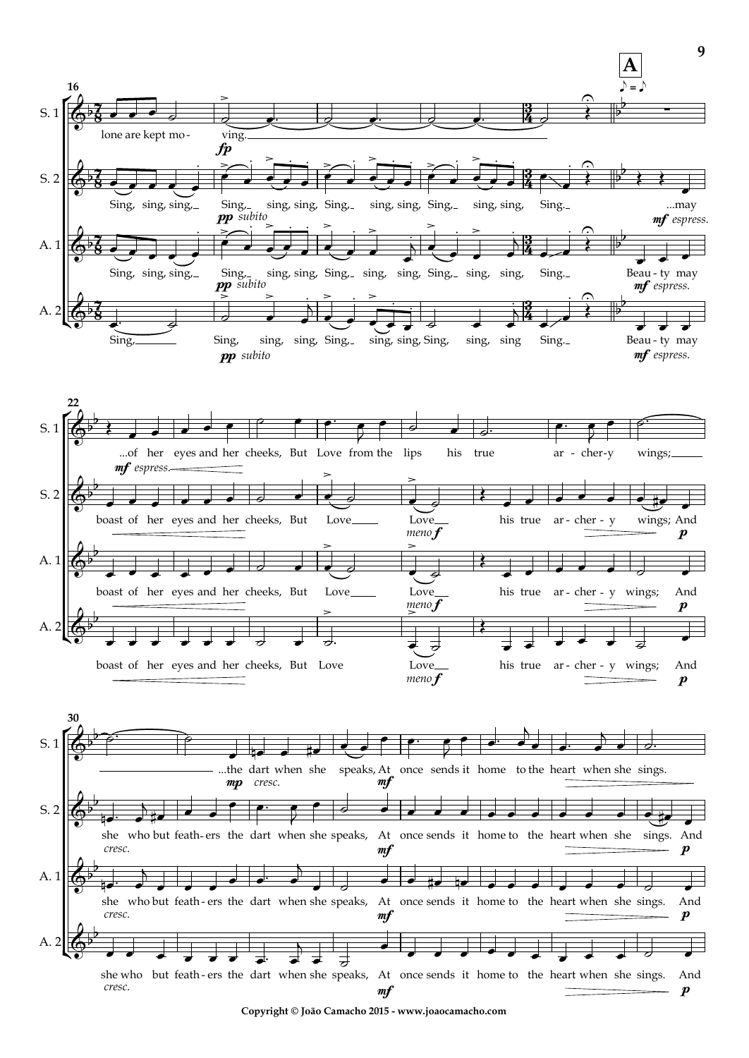**A** ♪ = ♪

**16**

S. 1: lone are kept mo - ving. *fp*

S. 2: Sing, sing, sing, Sing, sing, sing, Sing, sing, sing, Sing, sing, sing, Sing. ...may *pp subito* *mf espress.*

A. 1: Sing, sing, sing, Sing, sing, sing, sing, Sing, sing, sing, Sing, sing, sing, Sing. Beau - ty may *pp subito* *mf espress.*

A. 2: Sing, Sing, sing, sing, Sing, sing, sing, Sing, sing, sing Sing. Beau - ty may *pp subito* *mf espress.*

**22**

S. 1: ...of her eyes and her cheeks, But Love from the lips his true ar - cher - y wings; *mf espress.*

S. 2: boast of her eyes and her cheeks, But Love Love his true ar - cher - y wings; And *meno f* *p*

A. 1: boast of her eyes and her cheeks, But Love Love his true ar - cher - y wings; And *meno f* *p*

A. 2: boast of her eyes and her cheeks, But Love Love his true ar - cher - y wings; And *meno f* *p*

**30**

S. 1: ...the dart when she speaks, At once sends it home to the heart when she sings. *mp cresc.* *mf*

S. 2: she who but feath - ers the dart when she speaks, At once sends it home to the heart when she sings. And *cresc.* *mf* *p*

A. 1: she who but feath - ers the dart when she speaks, At once sends it home to the heart when she sings. And *cresc.* *mf* *p*

A. 2: she who but feath - ers the dart when she speaks, At once sends it home to the heart when she sings. And *cresc.* *mf* *p*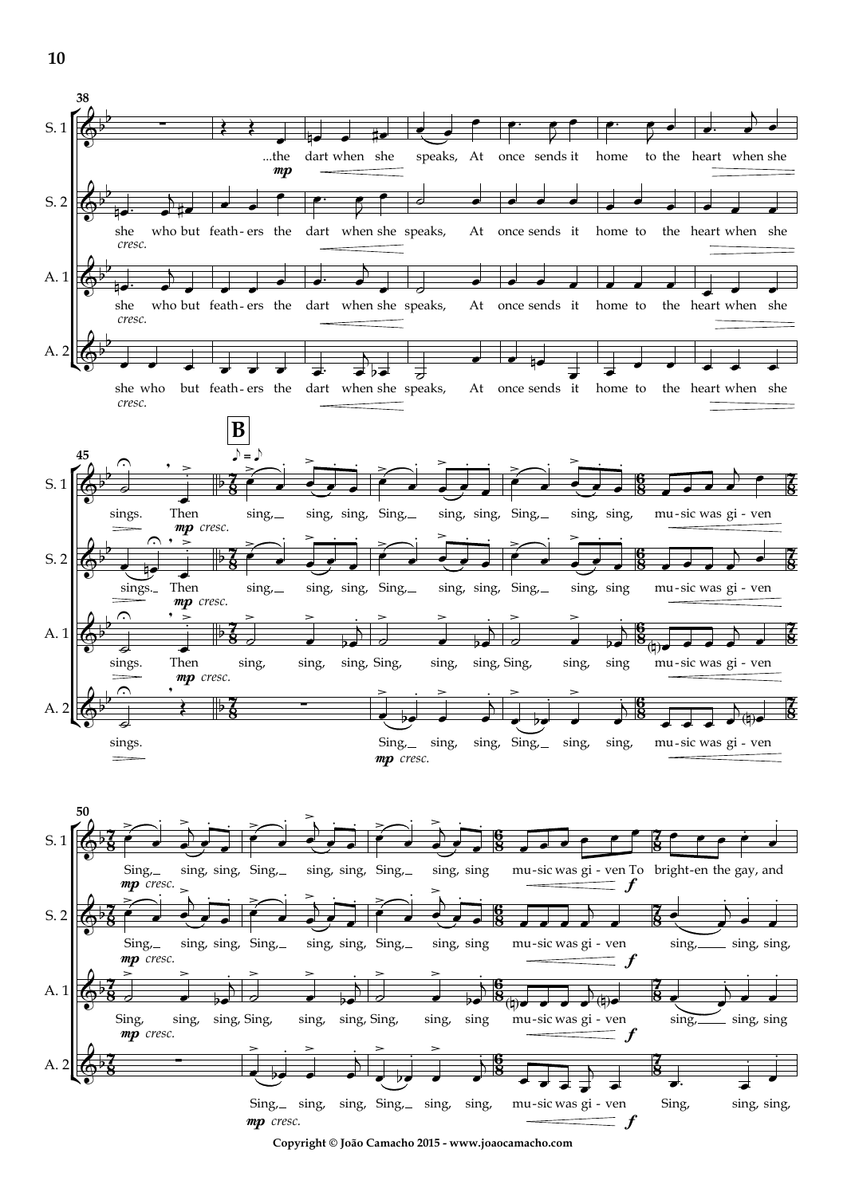**38**

**S. 1:** ...the dart when she speaks, At once sends it home to the heart when she
*mp*

**S. 2:** she who but feath - ers the dart when she speaks, At once sends it home to the heart when she
*cresc.*

**A. 1:** she who but feath - ers the dart when she speaks, At once sends it home to the heart when she
*cresc.*

**A. 2:** she who but feath - ers the dart when she speaks, At once sends it home to the heart when she
*cresc.*

**45** **B**

**S. 1:** sings. Then sing, sing, sing, Sing, sing, sing, Sing, sing, sing, mu - sic was gi - ven
*mp cresc.*

**S. 2:** sings. Then sing, sing, sing, Sing, sing, sing, Sing, sing, sing mu - sic was gi - ven
*mp cresc.*

**A. 1:** sings. Then sing, sing, sing, Sing, sing, sing, Sing, sing, sing mu - sic was gi - ven
*mp cresc.*

**A. 2:** sings. Sing, sing, sing, Sing, sing, sing, mu - sic was gi - ven
*mp cresc.*

**50**

**S. 1:** Sing, sing, sing, Sing, sing, sing, Sing, sing, sing mu - sic was gi - ven To bright - en the gay, and
*mp cresc.* *f*

**S. 2:** Sing, sing, sing, Sing, sing, sing, Sing, sing, sing mu - sic was gi - ven sing, sing, sing,
*mp cresc.* *f*

**A. 1:** Sing, sing, sing, Sing, sing, sing, Sing, sing, sing mu - sic was gi - ven sing, sing, sing
*mp cresc.* *f*

**A. 2:** Sing, sing, sing, Sing, sing, sing, mu - sic was gi - ven Sing, sing, sing,
*mp cresc.* *f*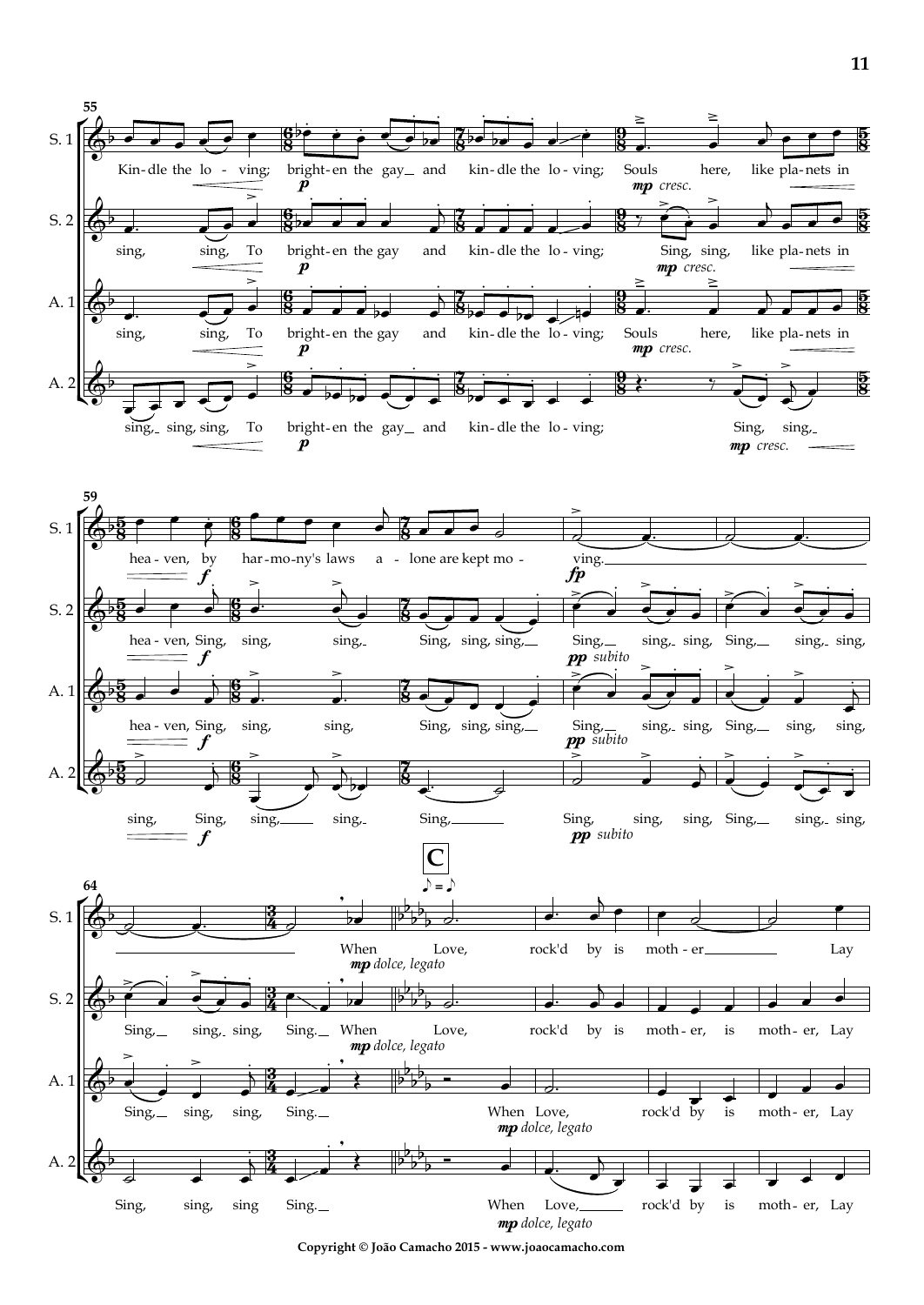**55**

S. 1: Kin - dle the lo - ving; bright - en the gay and kin - dle the lo - ving; Souls here, like pla - nets in

S. 2: sing, sing, To bright - en the gay and kin - dle the lo - ving; Sing, sing, like pla - nets in

A. 1: sing, sing, To bright - en the gay and kin - dle the lo - ving; Souls here, like pla - nets in

A. 2: sing, sing, sing, To bright - en the gay and kin - dle the lo - ving; Sing, sing,

*p* — *mp cresc.*

**59**

S. 1: hea - ven, by har - mo - ny's laws a - lone are kept mo - ving.

S. 2: hea - ven, Sing, sing, sing, Sing, sing, sing, Sing, sing, sing, Sing, sing, sing,

A. 1: hea - ven, Sing, sing, sing, Sing, sing, sing, Sing, sing, sing, Sing, sing, sing,

A. 2: sing, Sing, sing, sing, Sing, Sing, sing, sing, Sing, sing, sing,

*f* — *fp* — *pp subito*

**64** — **C** (♪ = ♪)

S. 1: When Love, rock'd by is moth - er Lay

S. 2: Sing, sing, sing, Sing. When Love, rock'd by is moth - er, is moth - er, Lay

A. 1: Sing, sing, sing, Sing. When Love, rock'd by is moth - er, Lay

A. 2: Sing, sing, sing Sing. When Love, rock'd by is moth - er, Lay

*mp dolce, legato*

Copyright © João Camacho 2015 - www.joaocamacho.com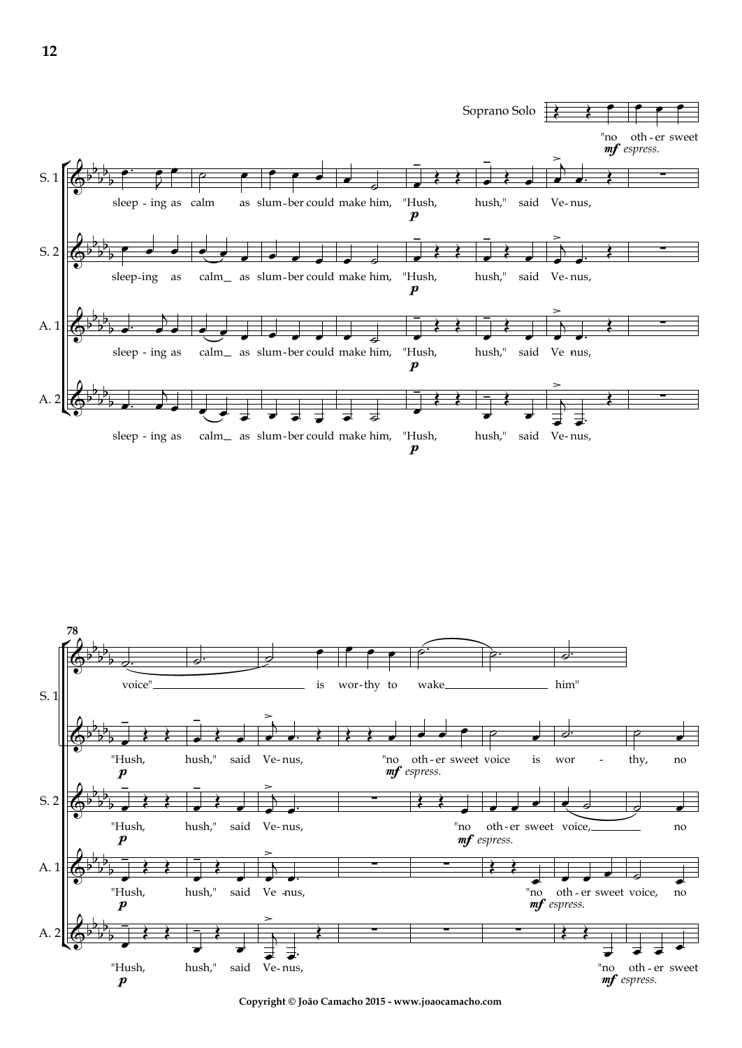Soprano Solo

"no oth - er sweet
*mf espress.*

S. 1: sleep - ing as calm as slum - ber could make him, "Hush, hush," said Ve - nus,
*p*

S. 2: sleep - ing as calm_ as slum - ber could make him, "Hush, hush," said Ve - nus,
*p*

A. 1: sleep - ing as calm_ as slum - ber could make him, "Hush, hush," said Ve - nus,
*p*

A. 2: sleep - ing as calm_ as slum - ber could make him, "Hush, hush," said Ve - nus,
*p*

78

Solo: voice"_ is wor - thy to wake_ him"

S. 1: "Hush, hush," said Ve - nus, "no oth - er sweet voice is wor - thy, no
*p* *mf espress.*

S. 2: "Hush, hush," said Ve - nus, "no oth - er sweet voice,_ no
*p* *mf espress.*

A. 1: "Hush, hush," said Ve - nus, "no oth - er sweet voice, no
*p* *mf espress.*

A. 2: "Hush, hush," said Ve - nus, "no oth - er sweet
*p* *mf espress.*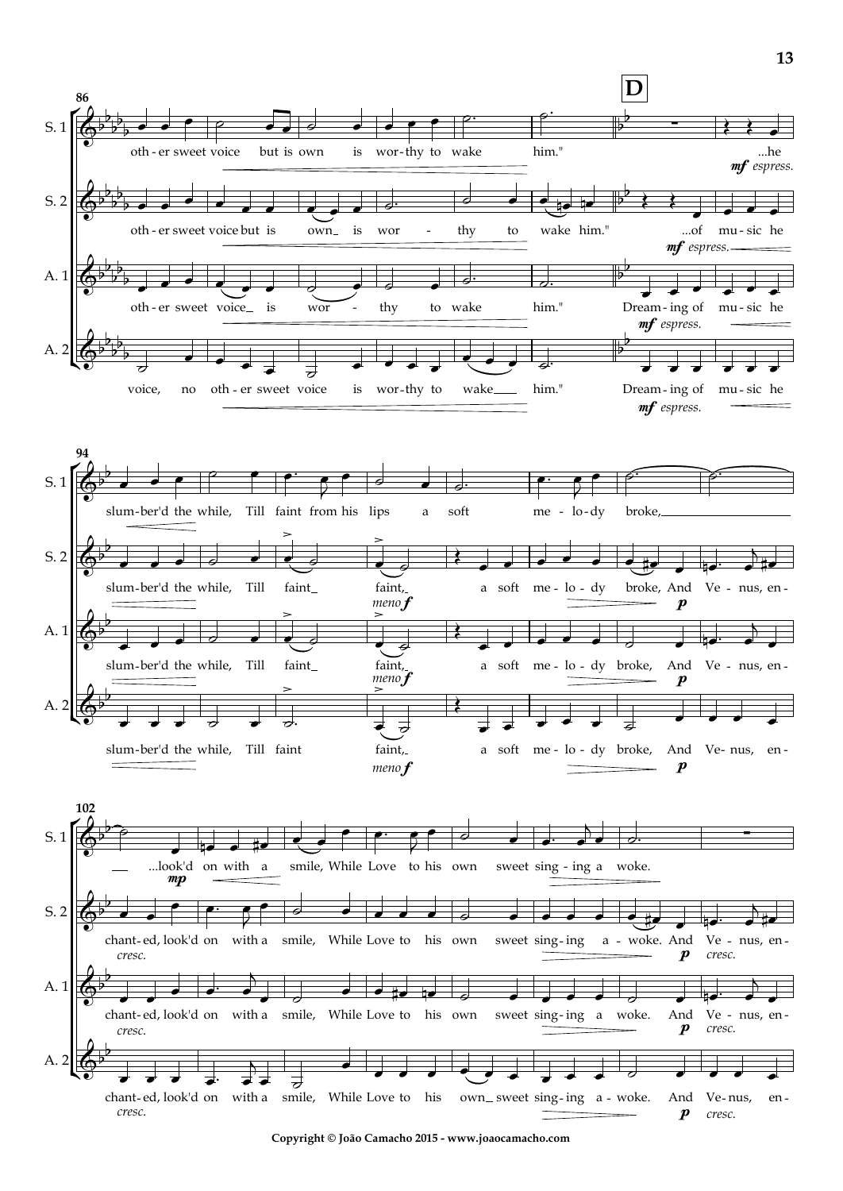**D**

**86**

S. 1: oth - er sweet voice but is own is wor - thy to wake him." ...he *mf espress.*

S. 2: oth - er sweet voice but is own_ is wor - thy to wake him." ...of mu - sic he *mf espress.*

A. 1: oth - er sweet voice_ is wor - thy to wake him." Dream - ing of mu - sic he *mf espress.*

A. 2: voice, no oth - er sweet voice is wor - thy to wake___ him." Dream - ing of mu - sic he *mf espress.*

**94**

S. 1: slum - ber'd the while, Till faint from his lips a soft me - lo - dy broke,___

S. 2: slum - ber'd the while, Till faint_ faint,_ *meno f* a soft me - lo - dy broke, And Ve - nus, en - *p*

A. 1: slum - ber'd the while, Till faint_ faint,_ *meno f* a soft me - lo - dy broke, And Ve - nus, en - *p*

A. 2: slum - ber'd the while, Till faint faint,_ *meno f* a soft me - lo - dy broke, And Ve - nus, en - *p*

**102**

S. 1: ___ ...look'd on with a smile, While Love to his own sweet sing - ing a woke. *mp*

S. 2: chant - ed, look'd on with a smile, While Love to his own sweet sing - ing a - woke. And Ve - nus, en - *cresc.* *p* *cresc.*

A. 1: chant - ed, look'd on with a smile, While Love to his own sweet sing - ing a woke. And Ve - nus, en - *cresc.* *p* *cresc.*

A. 2: chant - ed, look'd on with a smile, While Love to his own_ sweet sing - ing a - woke. And Ve - nus, en - *cresc.* *p* *cresc.*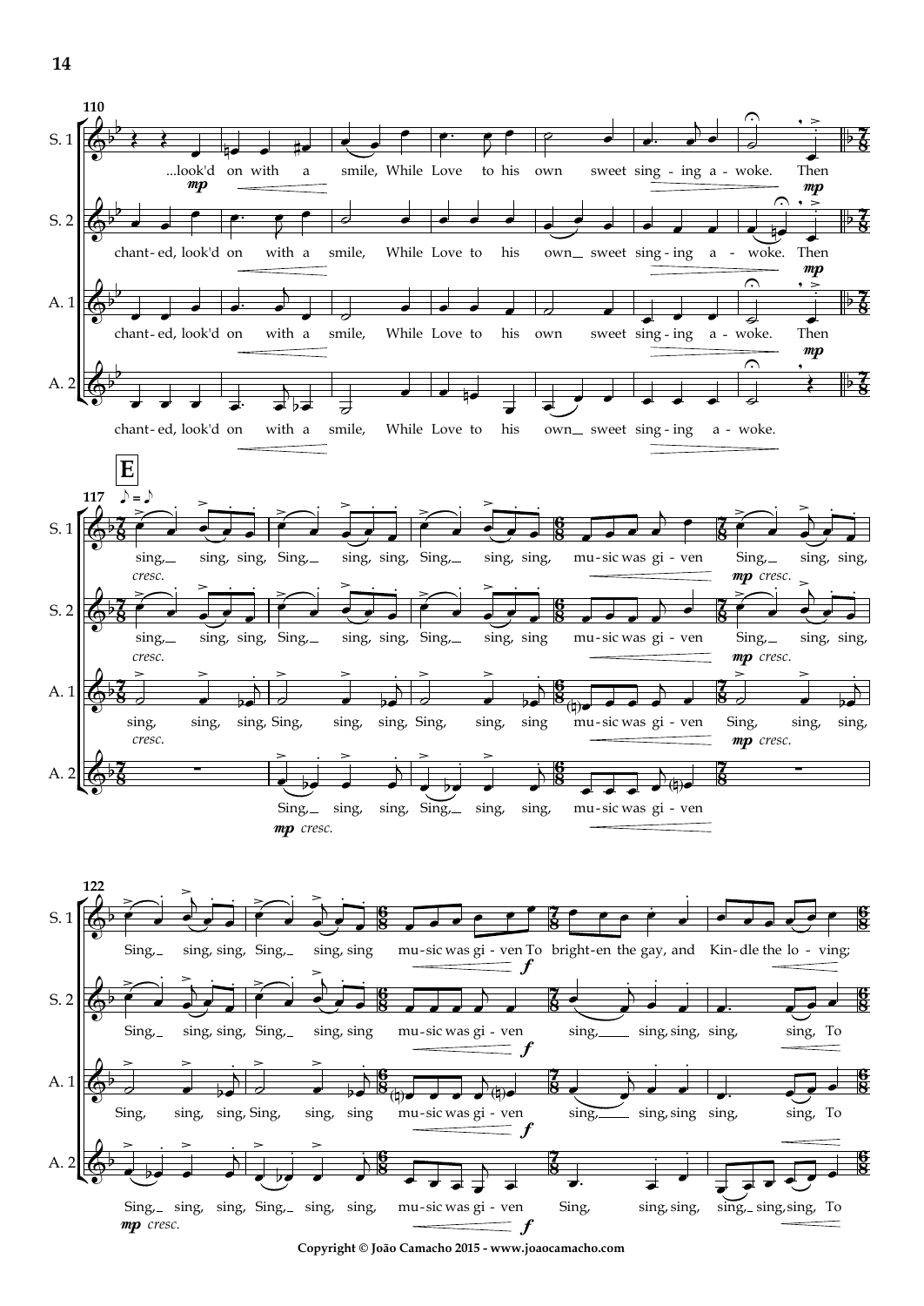**110**

S. 1: ...look'd on with a smile, While Love to his own sweet sing - ing a - woke. Then

S. 2: chant - ed, look'd on with a smile, While Love to his own sweet sing - ing a - woke. Then

A. 1: chant - ed, look'd on with a smile, While Love to his own sweet sing - ing a - woke. Then

A. 2: chant - ed, look'd on with a smile, While Love to his own sweet sing - ing a - woke.

**E**

**117** ♪ = ♪

S. 1: sing, sing, sing, Sing, sing, sing, Sing, sing, sing, mu - sic was gi - ven Sing, sing, sing,

S. 2: sing, sing, sing, Sing, sing, sing, Sing, sing, sing mu - sic was gi - ven Sing, sing, sing,

A. 1: sing, sing, sing, Sing, sing, sing, Sing, sing, sing mu - sic was gi - ven Sing, sing, sing,

A. 2: Sing, sing, sing, sing, Sing, sing, sing, mu - sic was gi - ven

**122**

S. 1: Sing, sing, sing, Sing, sing, sing mu - sic was gi - ven To bright - en the gay, and Kin - dle the lo - ving;

S. 2: Sing, sing, sing, Sing, sing, sing mu - sic was gi - ven sing, sing, sing, sing, sing, To

A. 1: Sing, sing, sing, Sing, sing, sing mu - sic was gi - ven sing, sing, sing sing, sing, To

A. 2: Sing, sing, sing, Sing, sing, sing, mu - sic was gi - ven Sing, sing, sing, sing, sing, sing, To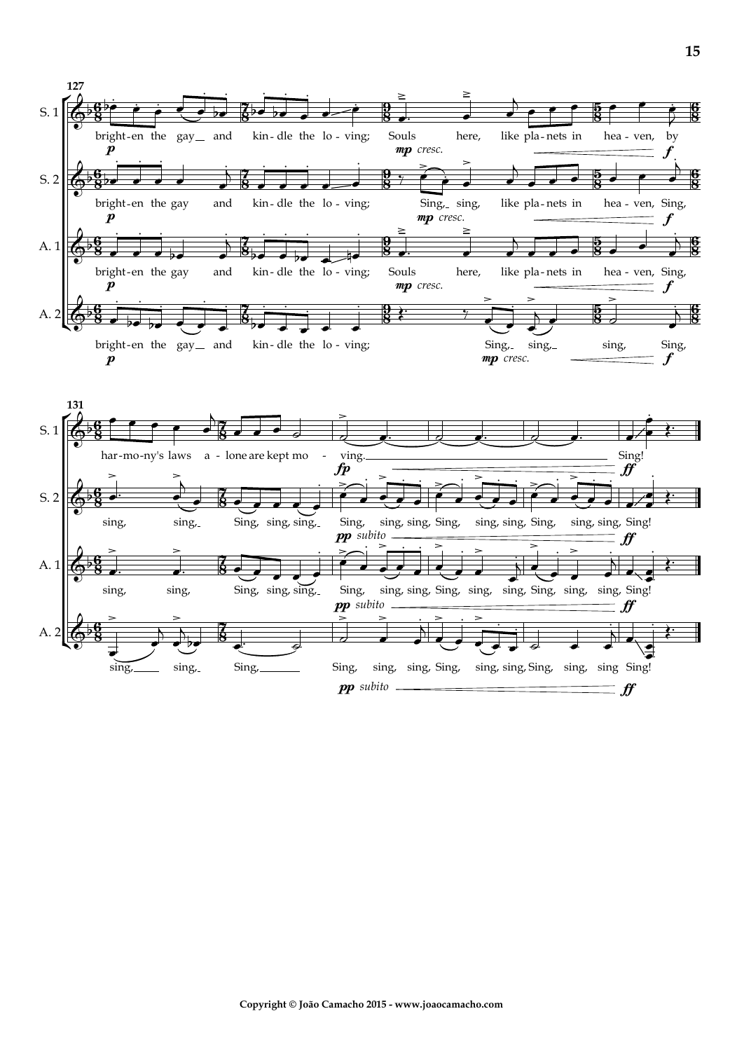127

S. 1: bright-en the gay__ and kin-dle the lo-ving; Souls here, like pla-nets in hea-ven, by
*p* *mp cresc.* *f*

S. 2: bright-en the gay and kin-dle the lo-ving; Sing,_ sing, like pla-nets in hea-ven, Sing,
*p* *mp cresc.* *f*

A. 1: bright-en the gay and kin-dle the lo-ving; Souls here, like pla-nets in hea-ven, Sing,
*p* *mp cresc.* *f*

A. 2: bright-en the gay__ and kin-dle the lo-ving; Sing,_ sing,_ sing, Sing,
*p* *mp cresc.* *f*

131

S. 1: har-mo-ny's laws a-lone are kept mo - ving.__ Sing!
*fp* *ff*

S. 2: sing, sing,_ Sing, sing, sing,_ Sing, sing, sing, Sing, sing, sing, Sing, sing, sing, Sing!
*pp subito* *ff*

A. 1: sing, sing, Sing, sing, sing,_ Sing, sing, sing, Sing, sing, sing, Sing, sing, sing, Sing!
*pp subito* *ff*

A. 2: sing,__ sing,_ Sing,___ Sing, sing, sing, Sing, sing, sing, Sing, sing, sing Sing!
*pp subito* *ff*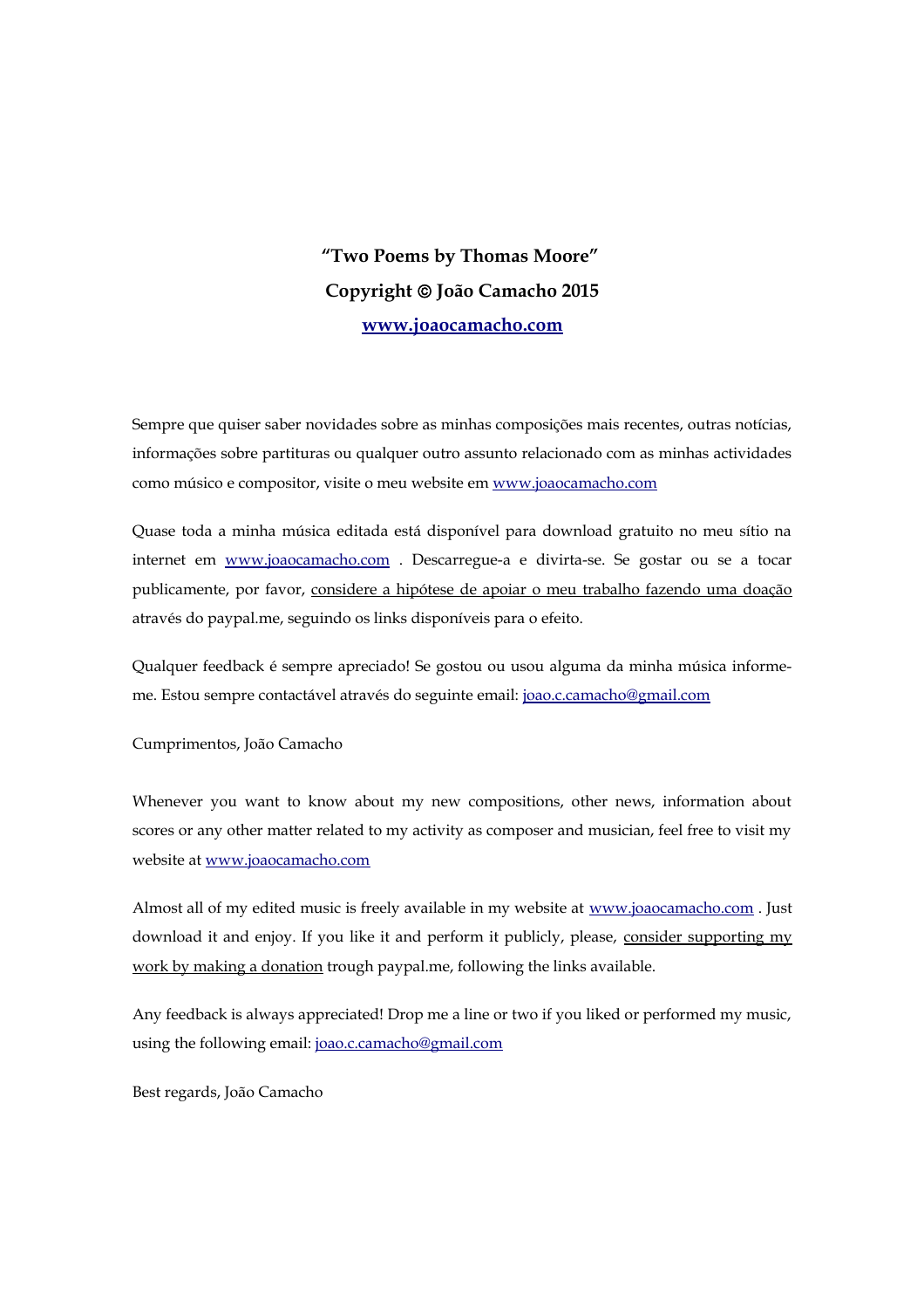**“Two Poems by Thomas Moore”**

**Copyright © João Camacho 2015**

**www.joaocamacho.com**

Sempre que quiser saber novidades sobre as minhas composições mais recentes, outras notícias, informações sobre partituras ou qualquer outro assunto relacionado com as minhas actividades como músico e compositor, visite o meu website em www.joaocamacho.com

Quase toda a minha música editada está disponível para download gratuito no meu sítio na internet em www.joaocamacho.com . Descarregue-a e divirta-se. Se gostar ou se a tocar publicamente, por favor, considere a hipótese de apoiar o meu trabalho fazendo uma doação através do paypal.me, seguindo os links disponíveis para o efeito.

Qualquer feedback é sempre apreciado! Se gostou ou usou alguma da minha música informe-me. Estou sempre contactável através do seguinte email: joao.c.camacho@gmail.com

Cumprimentos, João Camacho

Whenever you want to know about my new compositions, other news, information about scores or any other matter related to my activity as composer and musician, feel free to visit my website at www.joaocamacho.com

Almost all of my edited music is freely available in my website at www.joaocamacho.com . Just download it and enjoy. If you like it and perform it publicly, please, consider supporting my work by making a donation trough paypal.me, following the links available.

Any feedback is always appreciated! Drop me a line or two if you liked or performed my music, using the following email: joao.c.camacho@gmail.com

Best regards, João Camacho